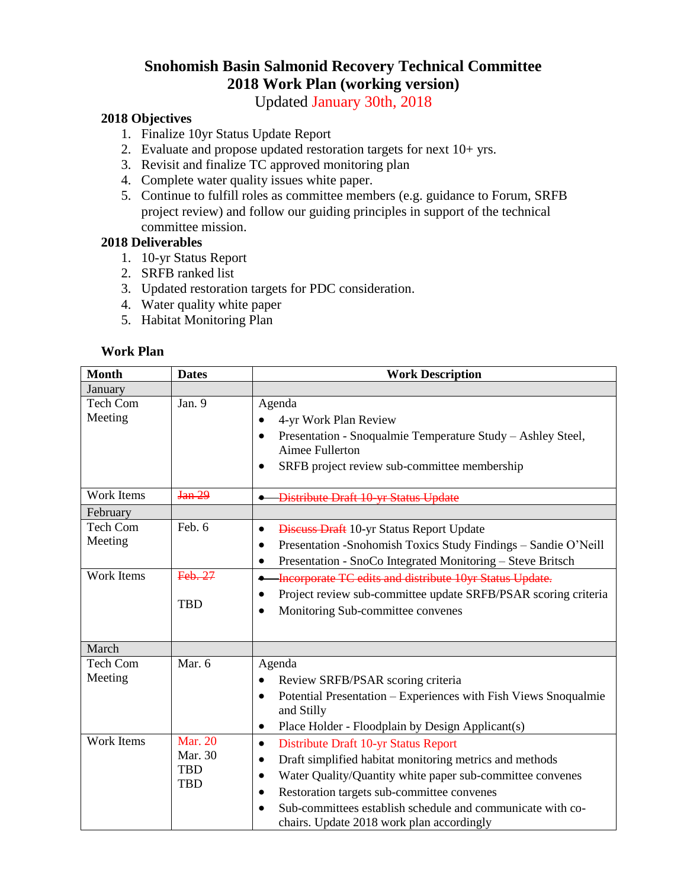# Snohomish Basin Salmonid Recovery Technical Committee
# 2018 Work Plan (working version)

Updated January 30th, 2018

## 2018 Objectives

1. Finalize 10yr Status Update Report
2. Evaluate and propose updated restoration targets for next 10+ yrs.
3. Revisit and finalize TC approved monitoring plan
4. Complete water quality issues white paper.
5. Continue to fulfill roles as committee members (e.g. guidance to Forum, SRFB project review) and follow our guiding principles in support of the technical committee mission.

## 2018 Deliverables

1. 10-yr Status Report
2. SRFB ranked list
3. Updated restoration targets for PDC consideration.
4. Water quality white paper
5. Habitat Monitoring Plan

## Work Plan

| Month | Dates | Work Description |
|---|---|---|
| January | | |
| Tech Com Meeting | Jan. 9 | Agenda<br>• 4-yr Work Plan Review<br>• Presentation - Snoqualmie Temperature Study – Ashley Steel, Aimee Fullerton<br>• SRFB project review sub-committee membership |
| Work Items | ~~Jan 29~~ | • ~~Distribute Draft 10-yr Status Update~~ |
| February | | |
| Tech Com Meeting | Feb. 6 | • ~~Discuss Draft~~ 10-yr Status Report Update<br>• Presentation -Snohomish Toxics Study Findings – Sandie O'Neill<br>• Presentation - SnoCo Integrated Monitoring – Steve Britsch |
| Work Items | ~~Feb. 27~~<br>TBD | • ~~Incorporate TC edits and distribute 10yr Status Update.~~<br>• Project review sub-committee update SRFB/PSAR scoring criteria<br>• Monitoring Sub-committee convenes |
| March | | |
| Tech Com Meeting | Mar. 6 | Agenda<br>• Review SRFB/PSAR scoring criteria<br>• Potential Presentation – Experiences with Fish Views Snoqualmie and Stilly<br>• Place Holder - Floodplain by Design Applicant(s) |
| Work Items | Mar. 20<br>Mar. 30<br>TBD<br>TBD | • Distribute Draft 10-yr Status Report<br>• Draft simplified habitat monitoring metrics and methods<br>• Water Quality/Quantity white paper sub-committee convenes<br>• Restoration targets sub-committee convenes<br>• Sub-committees establish schedule and communicate with co-chairs. Update 2018 work plan accordingly |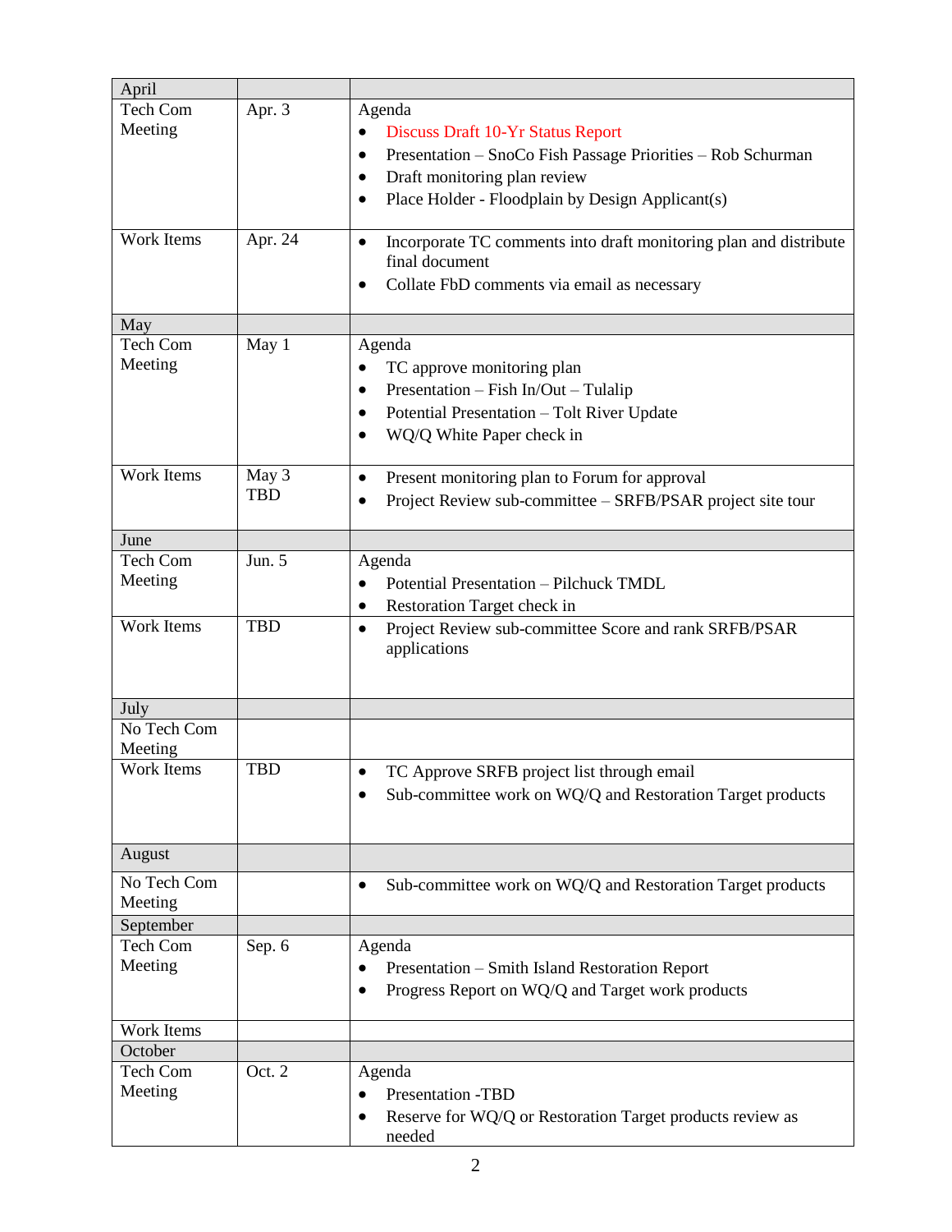| | | |
|---|---|---|
| April | | |
| Tech Com Meeting | Apr. 3 | Agenda<br>• Discuss Draft 10-Yr Status Report<br>• Presentation – SnoCo Fish Passage Priorities – Rob Schurman<br>• Draft monitoring plan review<br>• Place Holder - Floodplain by Design Applicant(s) |
| Work Items | Apr. 24 | • Incorporate TC comments into draft monitoring plan and distribute final document<br>• Collate FbD comments via email as necessary |
| May | | |
| Tech Com Meeting | May 1 | Agenda<br>• TC approve monitoring plan<br>• Presentation – Fish In/Out – Tulalip<br>• Potential Presentation – Tolt River Update<br>• WQ/Q White Paper check in |
| Work Items | May 3<br>TBD | • Present monitoring plan to Forum for approval<br>• Project Review sub-committee – SRFB/PSAR project site tour |
| June | | |
| Tech Com Meeting | Jun. 5 | Agenda<br>• Potential Presentation – Pilchuck TMDL<br>• Restoration Target check in |
| Work Items | TBD | • Project Review sub-committee Score and rank SRFB/PSAR applications |
| July | | |
| No Tech Com Meeting | | |
| Work Items | TBD | • TC Approve SRFB project list through email<br>• Sub-committee work on WQ/Q and Restoration Target products |
| August | | |
| No Tech Com Meeting | | • Sub-committee work on WQ/Q and Restoration Target products |
| September | | |
| Tech Com Meeting | Sep. 6 | Agenda<br>• Presentation – Smith Island Restoration Report<br>• Progress Report on WQ/Q and Target work products |
| Work Items | | |
| October | | |
| Tech Com Meeting | Oct. 2 | Agenda<br>• Presentation -TBD<br>• Reserve for WQ/Q or Restoration Target products review as needed |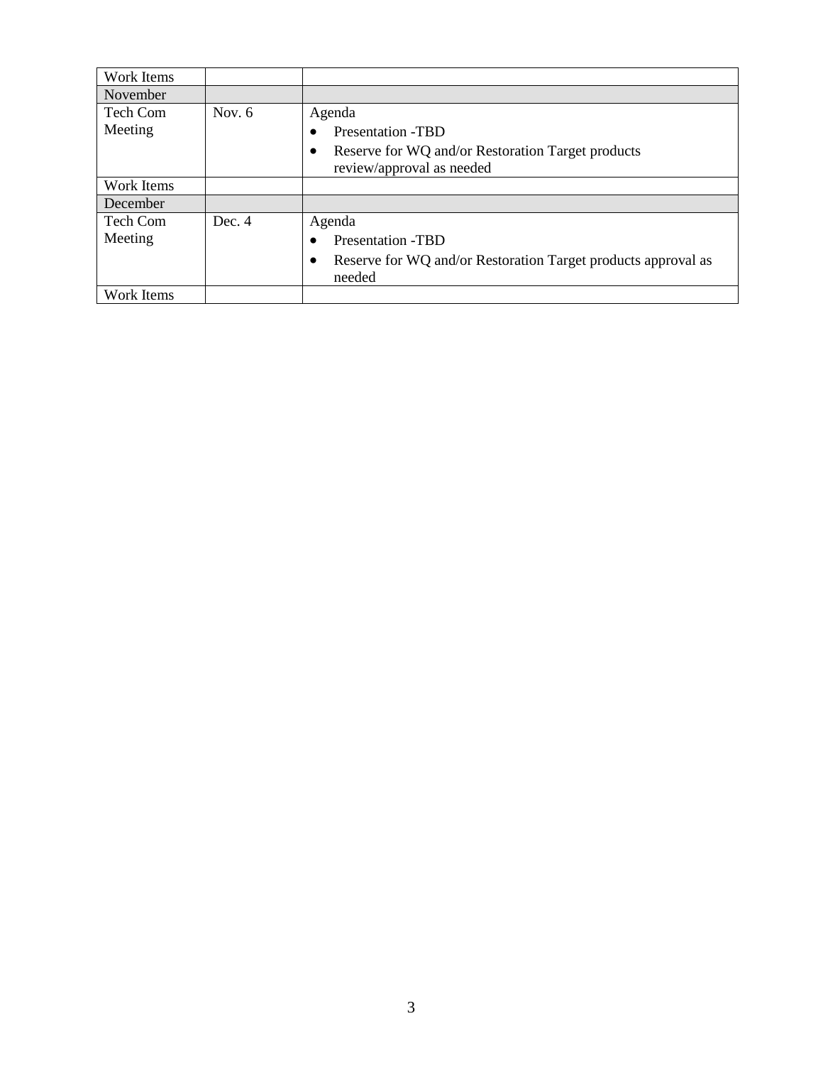| | | |
|---|---|---|
| Work Items | | |
| November | | |
| Tech Com Meeting | Nov. 6 | Agenda<br>• Presentation -TBD<br>• Reserve for WQ and/or Restoration Target products review/approval as needed |
| Work Items | | |
| December | | |
| Tech Com Meeting | Dec. 4 | Agenda<br>• Presentation -TBD<br>• Reserve for WQ and/or Restoration Target products approval as needed |
| Work Items | | |